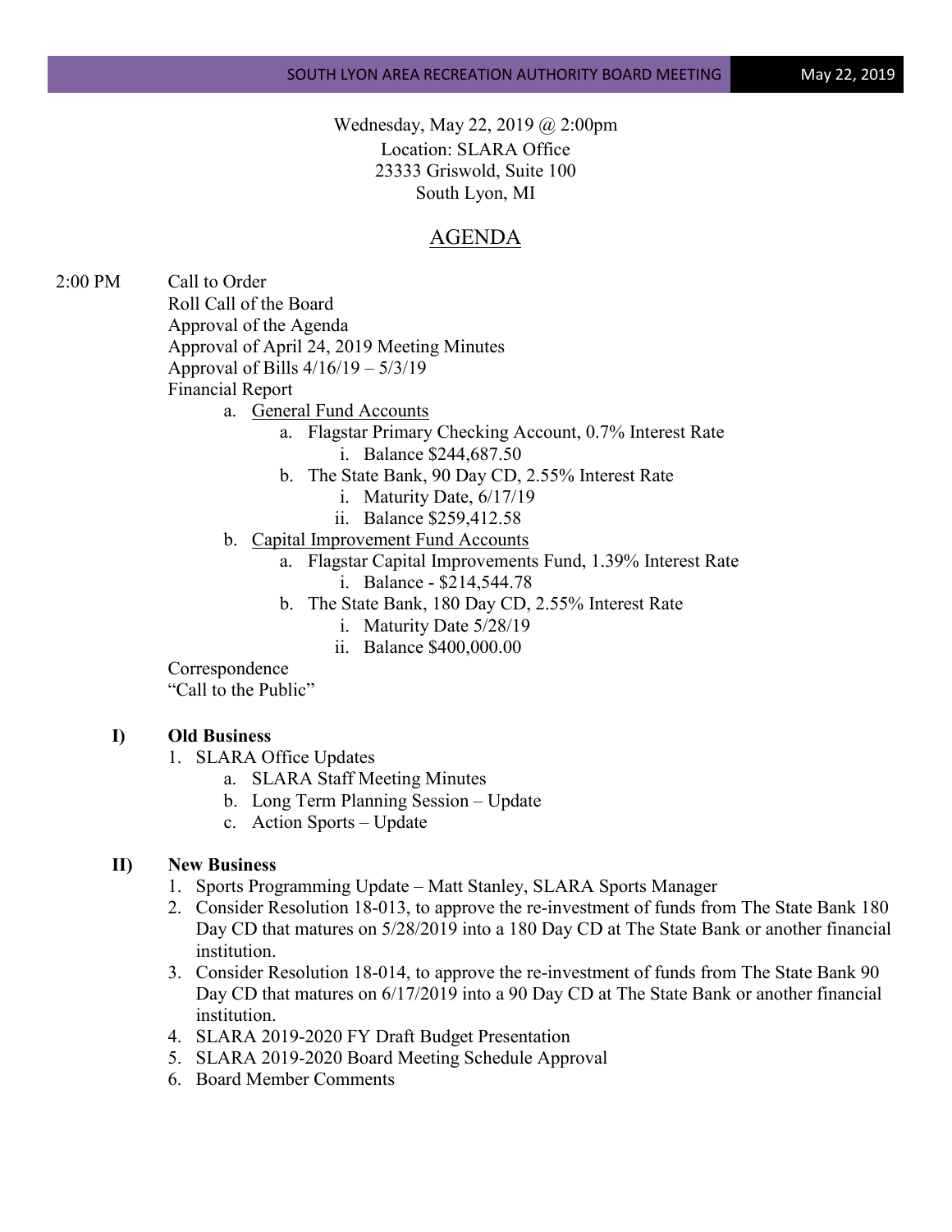Wednesday, May 22, 2019 @ 2:00pm
Location: SLARA Office
23333 Griswold, Suite 100
South Lyon, MI

# AGENDA

2:00 PM Call to Order

Roll Call of the Board

Approval of the Agenda

Approval of April 24, 2019 Meeting Minutes

Approval of Bills 4/16/19 – 5/3/19

Financial Report

- a. General Fund Accounts
  - a. Flagstar Primary Checking Account, 0.7% Interest Rate
    - i. Balance $244,687.50
  - b. The State Bank, 90 Day CD, 2.55% Interest Rate
    - i. Maturity Date, 6/17/19
    - ii. Balance $259,412.58
- b. Capital Improvement Fund Accounts
  - a. Flagstar Capital Improvements Fund, 1.39% Interest Rate
    - i. Balance - $214,544.78
  - b. The State Bank, 180 Day CD, 2.55% Interest Rate
    - i. Maturity Date 5/28/19
    - ii. Balance $400,000.00

Correspondence

"Call to the Public"

## I) Old Business

1. SLARA Office Updates
   - a. SLARA Staff Meeting Minutes
   - b. Long Term Planning Session – Update
   - c. Action Sports – Update

## II) New Business

1. Sports Programming Update – Matt Stanley, SLARA Sports Manager
2. Consider Resolution 18-013, to approve the re-investment of funds from The State Bank 180 Day CD that matures on 5/28/2019 into a 180 Day CD at The State Bank or another financial institution.
3. Consider Resolution 18-014, to approve the re-investment of funds from The State Bank 90 Day CD that matures on 6/17/2019 into a 90 Day CD at The State Bank or another financial institution.
4. SLARA 2019-2020 FY Draft Budget Presentation
5. SLARA 2019-2020 Board Meeting Schedule Approval
6. Board Member Comments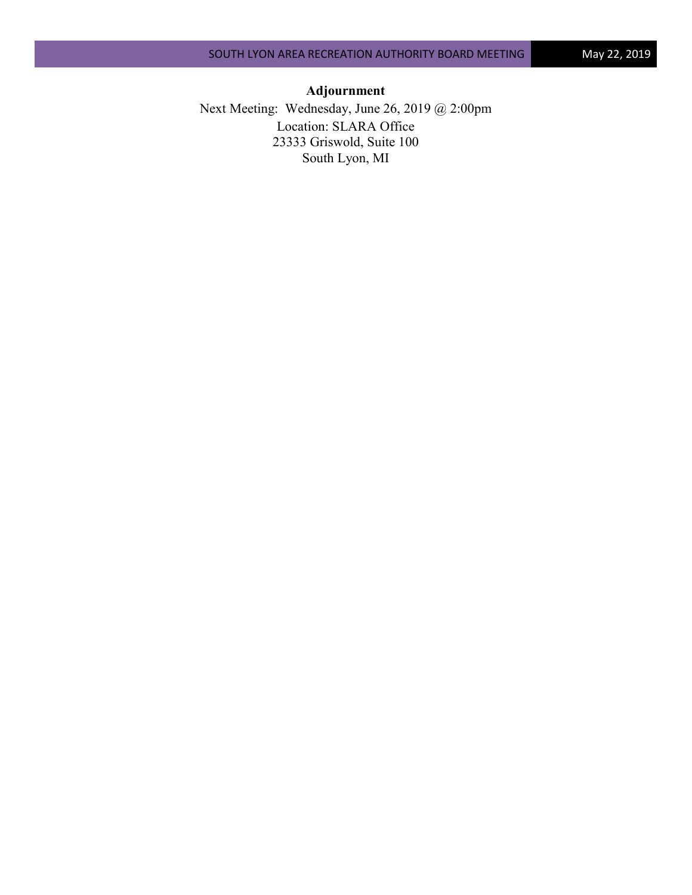**Adjournment**

Next Meeting: Wednesday, June 26, 2019 @ 2:00pm
Location: SLARA Office
23333 Griswold, Suite 100
South Lyon, MI